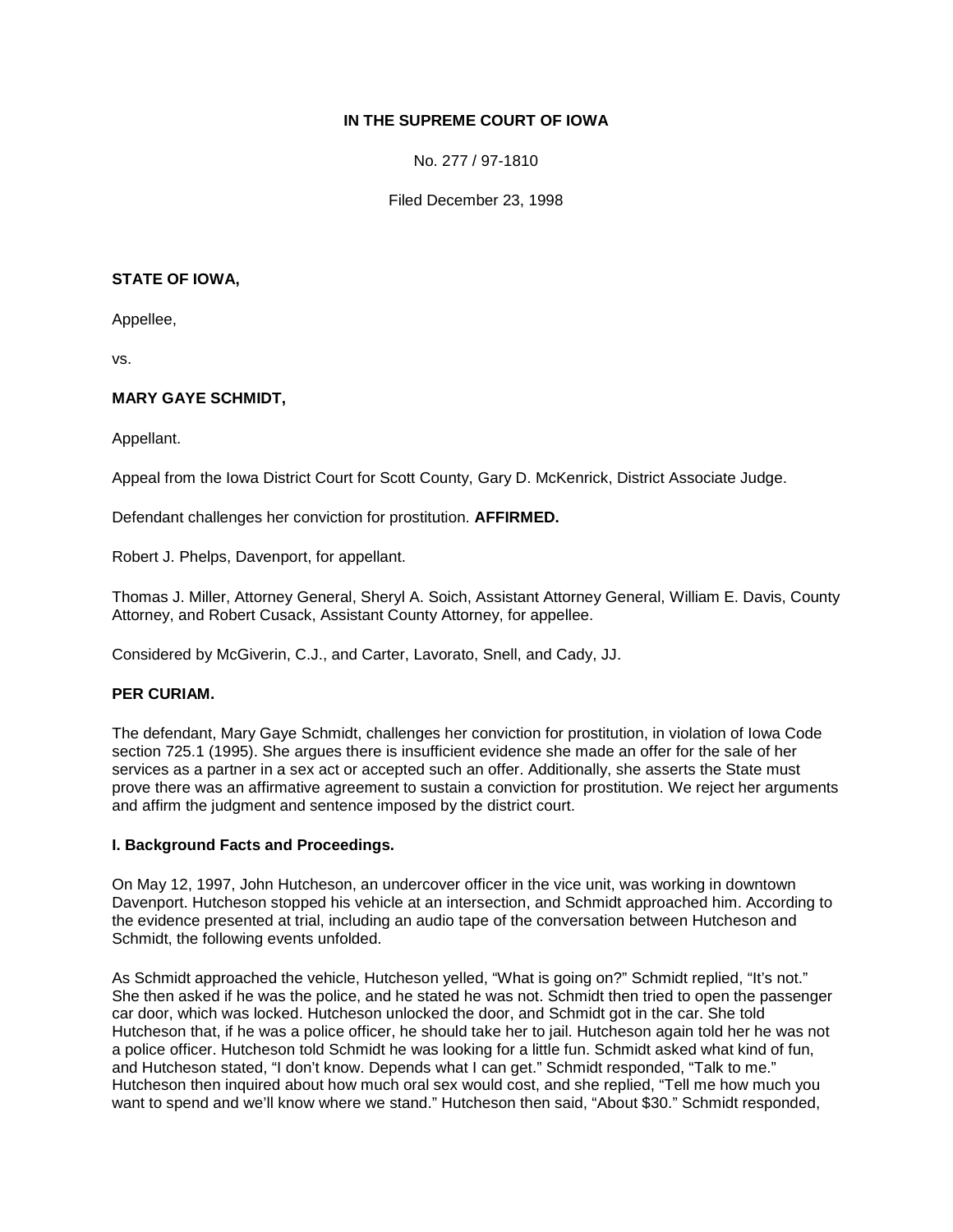**IN THE SUPREME COURT OF IOWA**

No. 277 / 97-1810

Filed December 23, 1998

**STATE OF IOWA,**

Appellee,

vs.

**MARY GAYE SCHMIDT,**

Appellant.

Appeal from the Iowa District Court for Scott County, Gary D. McKenrick, District Associate Judge.

Defendant challenges her conviction for prostitution. **AFFIRMED.**

Robert J. Phelps, Davenport, for appellant.

Thomas J. Miller, Attorney General, Sheryl A. Soich, Assistant Attorney General, William E. Davis, County Attorney, and Robert Cusack, Assistant County Attorney, for appellee.

Considered by McGiverin, C.J., and Carter, Lavorato, Snell, and Cady, JJ.

**PER CURIAM.**

The defendant, Mary Gaye Schmidt, challenges her conviction for prostitution, in violation of Iowa Code section 725.1 (1995). She argues there is insufficient evidence she made an offer for the sale of her services as a partner in a sex act or accepted such an offer. Additionally, she asserts the State must prove there was an affirmative agreement to sustain a conviction for prostitution. We reject her arguments and affirm the judgment and sentence imposed by the district court.

**I. Background Facts and Proceedings.**

On May 12, 1997, John Hutcheson, an undercover officer in the vice unit, was working in downtown Davenport. Hutcheson stopped his vehicle at an intersection, and Schmidt approached him. According to the evidence presented at trial, including an audio tape of the conversation between Hutcheson and Schmidt, the following events unfolded.

As Schmidt approached the vehicle, Hutcheson yelled, "What is going on?" Schmidt replied, "It's not." She then asked if he was the police, and he stated he was not. Schmidt then tried to open the passenger car door, which was locked. Hutcheson unlocked the door, and Schmidt got in the car. She told Hutcheson that, if he was a police officer, he should take her to jail. Hutcheson again told her he was not a police officer. Hutcheson told Schmidt he was looking for a little fun. Schmidt asked what kind of fun, and Hutcheson stated, "I don't know. Depends what I can get." Schmidt responded, "Talk to me." Hutcheson then inquired about how much oral sex would cost, and she replied, "Tell me how much you want to spend and we'll know where we stand." Hutcheson then said, "About $30." Schmidt responded,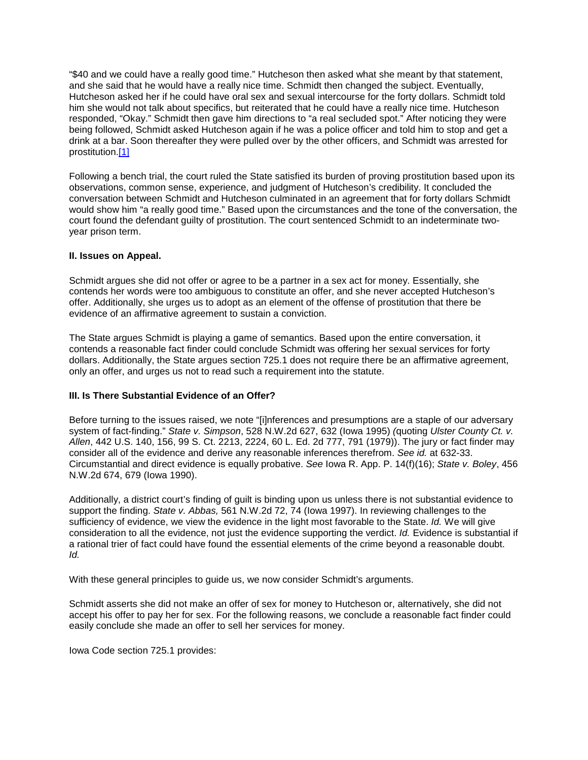"$40 and we could have a really good time." Hutcheson then asked what she meant by that statement, and she said that he would have a really nice time. Schmidt then changed the subject. Eventually, Hutcheson asked her if he could have oral sex and sexual intercourse for the forty dollars. Schmidt told him she would not talk about specifics, but reiterated that he could have a really nice time. Hutcheson responded, "Okay." Schmidt then gave him directions to "a real secluded spot." After noticing they were being followed, Schmidt asked Hutcheson again if he was a police officer and told him to stop and get a drink at a bar. Soon thereafter they were pulled over by the other officers, and Schmidt was arrested for prostitution.[1]

Following a bench trial, the court ruled the State satisfied its burden of proving prostitution based upon its observations, common sense, experience, and judgment of Hutcheson's credibility. It concluded the conversation between Schmidt and Hutcheson culminated in an agreement that for forty dollars Schmidt would show him "a really good time." Based upon the circumstances and the tone of the conversation, the court found the defendant guilty of prostitution. The court sentenced Schmidt to an indeterminate two-year prison term.

**II. Issues on Appeal.**

Schmidt argues she did not offer or agree to be a partner in a sex act for money. Essentially, she contends her words were too ambiguous to constitute an offer, and she never accepted Hutcheson's offer. Additionally, she urges us to adopt as an element of the offense of prostitution that there be evidence of an affirmative agreement to sustain a conviction.

The State argues Schmidt is playing a game of semantics. Based upon the entire conversation, it contends a reasonable fact finder could conclude Schmidt was offering her sexual services for forty dollars. Additionally, the State argues section 725.1 does not require there be an affirmative agreement, only an offer, and urges us not to read such a requirement into the statute.

**III. Is There Substantial Evidence of an Offer?**

Before turning to the issues raised, we note "[i]nferences and presumptions are a staple of our adversary system of fact-finding." *State v. Simpson*, 528 N.W.2d 627, 632 (Iowa 1995) *(*quoting *Ulster County Ct. v. Allen*, 442 U.S. 140, 156, 99 S. Ct. 2213, 2224, 60 L. Ed. 2d 777, 791 (1979)). The jury or fact finder may consider all of the evidence and derive any reasonable inferences therefrom. *See id.* at 632-33. Circumstantial and direct evidence is equally probative. *See* Iowa R. App. P. 14(f)(16); *State v. Boley*, 456 N.W.2d 674, 679 (Iowa 1990).

Additionally, a district court's finding of guilt is binding upon us unless there is not substantial evidence to support the finding. *State v. Abbas,* 561 N.W.2d 72, 74 (Iowa 1997). In reviewing challenges to the sufficiency of evidence, we view the evidence in the light most favorable to the State. *Id.* We will give consideration to all the evidence, not just the evidence supporting the verdict. *Id.* Evidence is substantial if a rational trier of fact could have found the essential elements of the crime beyond a reasonable doubt. *Id.*

With these general principles to guide us, we now consider Schmidt's arguments.

Schmidt asserts she did not make an offer of sex for money to Hutcheson or, alternatively, she did not accept his offer to pay her for sex. For the following reasons, we conclude a reasonable fact finder could easily conclude she made an offer to sell her services for money.

Iowa Code section 725.1 provides: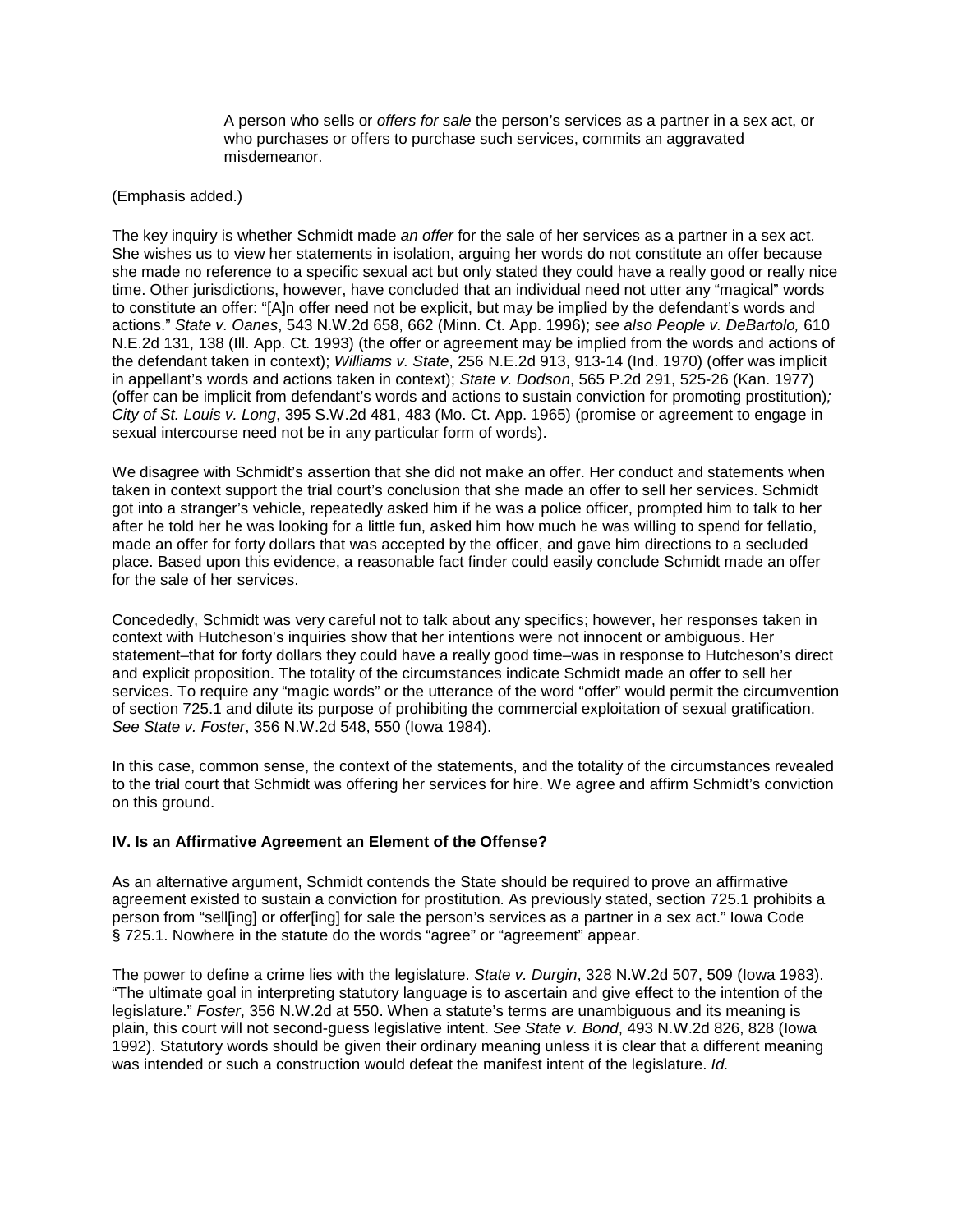> A person who sells or *offers for sale* the person's services as a partner in a sex act, or who purchases or offers to purchase such services, commits an aggravated misdemeanor.

(Emphasis added.)

The key inquiry is whether Schmidt made *an offer* for the sale of her services as a partner in a sex act. She wishes us to view her statements in isolation, arguing her words do not constitute an offer because she made no reference to a specific sexual act but only stated they could have a really good or really nice time. Other jurisdictions, however, have concluded that an individual need not utter any "magical" words to constitute an offer: "[A]n offer need not be explicit, but may be implied by the defendant's words and actions." *State v. Oanes*, 543 N.W.2d 658, 662 (Minn. Ct. App. 1996); *see also People v. DeBartolo,* 610 N.E.2d 131, 138 (Ill. App. Ct. 1993) (the offer or agreement may be implied from the words and actions of the defendant taken in context); *Williams v. State*, 256 N.E.2d 913, 913-14 (Ind. 1970) (offer was implicit in appellant's words and actions taken in context); *State v. Dodson*, 565 P.2d 291, 525-26 (Kan. 1977) (offer can be implicit from defendant's words and actions to sustain conviction for promoting prostitution)*; City of St. Louis v. Long*, 395 S.W.2d 481, 483 (Mo. Ct. App. 1965) (promise or agreement to engage in sexual intercourse need not be in any particular form of words).

We disagree with Schmidt's assertion that she did not make an offer. Her conduct and statements when taken in context support the trial court's conclusion that she made an offer to sell her services. Schmidt got into a stranger's vehicle, repeatedly asked him if he was a police officer, prompted him to talk to her after he told her he was looking for a little fun, asked him how much he was willing to spend for fellatio, made an offer for forty dollars that was accepted by the officer, and gave him directions to a secluded place. Based upon this evidence, a reasonable fact finder could easily conclude Schmidt made an offer for the sale of her services.

Concededly, Schmidt was very careful not to talk about any specifics; however, her responses taken in context with Hutcheson's inquiries show that her intentions were not innocent or ambiguous. Her statement–that for forty dollars they could have a really good time–was in response to Hutcheson's direct and explicit proposition. The totality of the circumstances indicate Schmidt made an offer to sell her services. To require any "magic words" or the utterance of the word "offer" would permit the circumvention of section 725.1 and dilute its purpose of prohibiting the commercial exploitation of sexual gratification. *See State v. Foster*, 356 N.W.2d 548, 550 (Iowa 1984).

In this case, common sense, the context of the statements, and the totality of the circumstances revealed to the trial court that Schmidt was offering her services for hire. We agree and affirm Schmidt's conviction on this ground.

## IV. Is an Affirmative Agreement an Element of the Offense?

As an alternative argument, Schmidt contends the State should be required to prove an affirmative agreement existed to sustain a conviction for prostitution. As previously stated, section 725.1 prohibits a person from "sell[ing] or offer[ing] for sale the person's services as a partner in a sex act." Iowa Code § 725.1. Nowhere in the statute do the words "agree" or "agreement" appear.

The power to define a crime lies with the legislature. *State v. Durgin*, 328 N.W.2d 507, 509 (Iowa 1983). "The ultimate goal in interpreting statutory language is to ascertain and give effect to the intention of the legislature." *Foster*, 356 N.W.2d at 550. When a statute's terms are unambiguous and its meaning is plain, this court will not second-guess legislative intent. *See State v. Bond*, 493 N.W.2d 826, 828 (Iowa 1992). Statutory words should be given their ordinary meaning unless it is clear that a different meaning was intended or such a construction would defeat the manifest intent of the legislature. *Id.*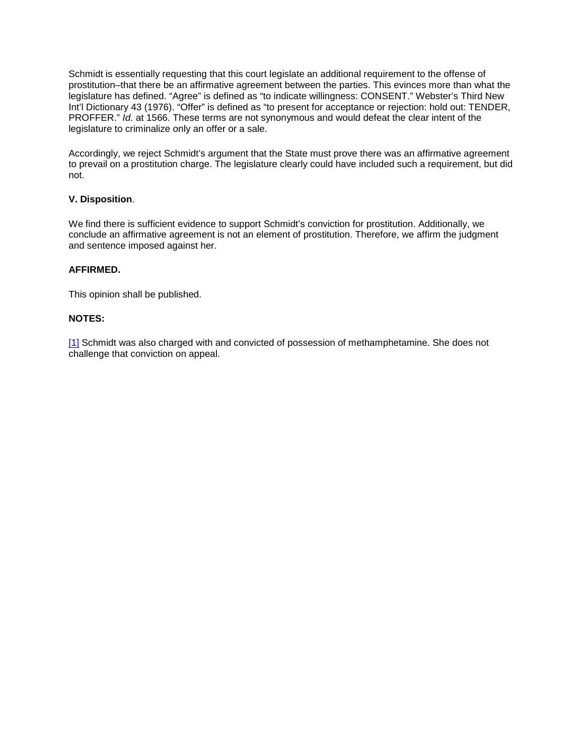Schmidt is essentially requesting that this court legislate an additional requirement to the offense of prostitution–that there be an affirmative agreement between the parties. This evinces more than what the legislature has defined. "Agree" is defined as "to indicate willingness: CONSENT." Webster's Third New Int'l Dictionary 43 (1976). "Offer" is defined as "to present for acceptance or rejection: hold out: TENDER, PROFFER." *Id.* at 1566. These terms are not synonymous and would defeat the clear intent of the legislature to criminalize only an offer or a sale.

Accordingly, we reject Schmidt's argument that the State must prove there was an affirmative agreement to prevail on a prostitution charge. The legislature clearly could have included such a requirement, but did not.

**V. Disposition**.

We find there is sufficient evidence to support Schmidt's conviction for prostitution. Additionally, we conclude an affirmative agreement is not an element of prostitution. Therefore, we affirm the judgment and sentence imposed against her.

**AFFIRMED.**

This opinion shall be published.

**NOTES:**

[1] Schmidt was also charged with and convicted of possession of methamphetamine. She does not challenge that conviction on appeal.